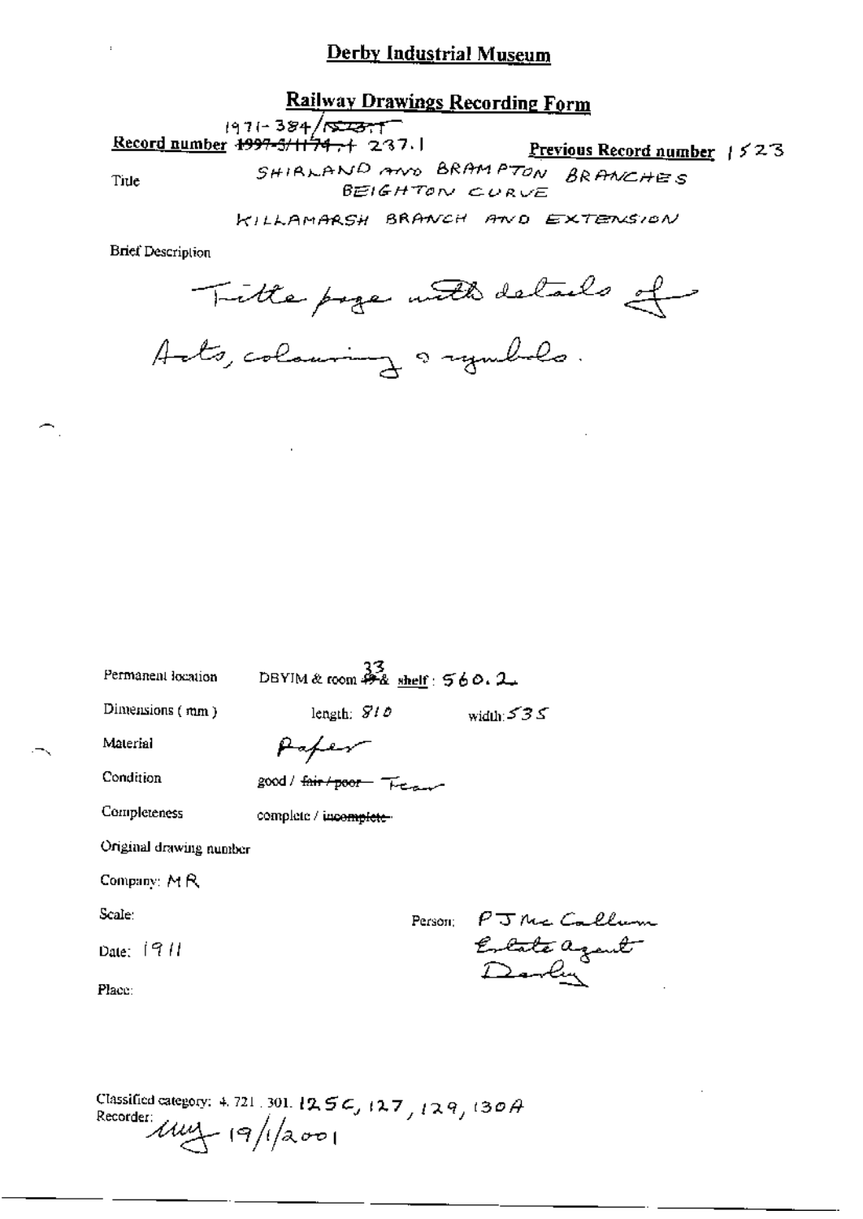# Derby Industrial Museum

## Railway Drawings Recording Form

**Record number** ~~1997-5/1174.+~~ 237.1 1971-384/~~1523.1~~

**Previous Record number** 1523

Title

SHIRLAND AND BRAMPTON BRANCHES
BEIGHTON CURVE
KILLAMARSH BRANCH AND EXTENSION

Brief Description

Title page with details of Acts, colouring & symbols.

Permanent location DBYIM & room ~~49~~ 33 & shelf: 560.2

Dimensions (mm) length: 810 width: 535

Material Paper

Condition good / ~~fair / poor~~ Tear

Completeness complete / ~~incomplete~~

Original drawing number

Company: MR

Scale:

Date: 1911

Place:

Person: PJ Mc Callum
Estate agent
Derby

Classified category: 4.721.301. 125C, 127, 129, 130A

Recorder: ~~illegible~~ 19/1/2001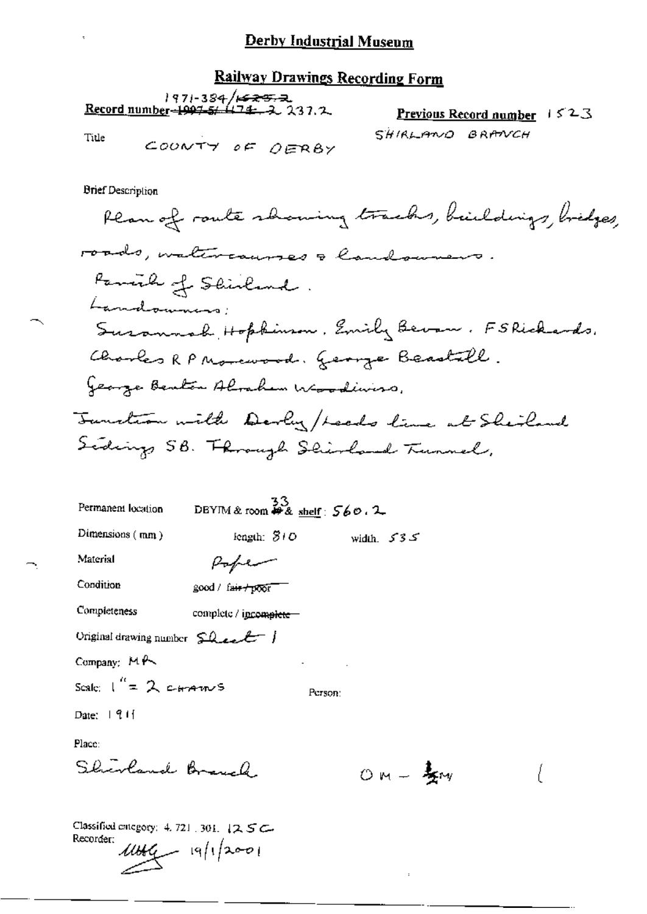# Derby Industrial Museum

## Railway Drawings Recording Form

**Record number** ~~1997-5/ 474. 2~~ 237.2 1971-384/~~1525.2~~

**Previous Record number** 1523

Title COUNTY OF DERBY SHIRLAND BRANCH

Brief Description

Plan of route showing tracks, buildings, bridges, roads, watercourses & landowners.

Parish of Shirland.

Landowners:

Susannah Hopkinson. Emily Bevan. F S Richards. Charles R P Morewood. George Beastall. George Benton Abraham Woodiwiss.

Junction with Derby/Leeds line at Shirland Sidings SB. Through Shirland Tunnel.

Permanent location DBYIM & room ~~49~~ 33 & shelf: 560.2

Dimensions (mm) length: 810 width. 535

Material Paper

Condition good / ~~fair / poor~~

Completeness complete / ~~incomplete~~

Original drawing number Sheet 1

Company: MR

Scale: 1" = 2 CHAINS

Person:

Date: 1911

Place:

Shirland Branch OM – ½M

Classified category: 4. 721. 301. 125C

Recorder: MHG 19/1/2001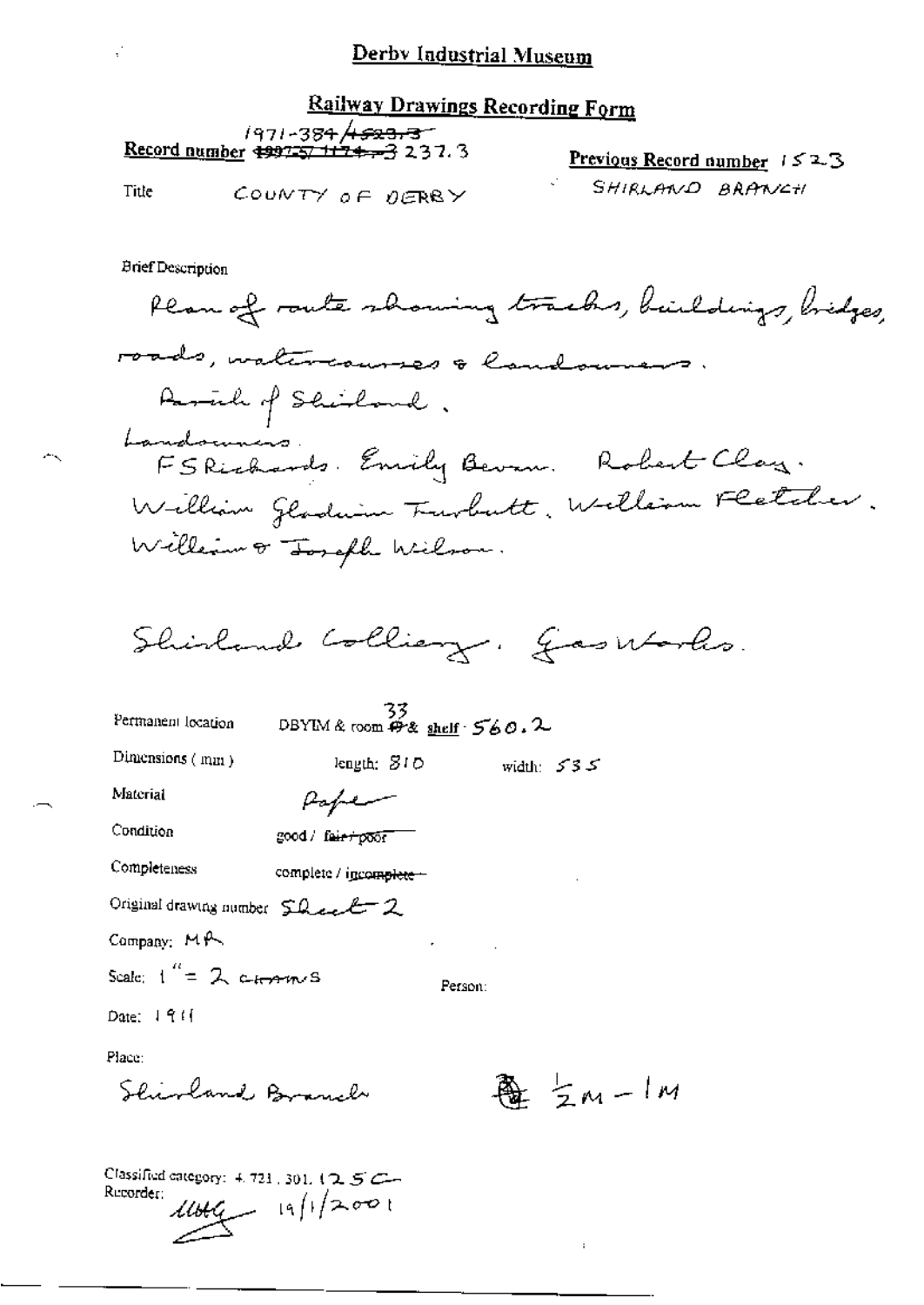# Derby Industrial Museum

## Railway Drawings Recording Form

**Record number** 1971-384/~~1523.3~~ ~~1997-57 1174.3~~ 237.3

**Previous Record number** 1523

Title COUNTY OF DERBY SHIRLAND BRANCH

Brief Description

Plan of route showing tracks, buildings, bridges, roads, watercourses & landowners.

Parish of Shirland.

Landowners.

FS Richards. Emily Bevan. Robert Clay. William Gladwin Turbutt. William Fletcher. William & Joseph Wilson.

Shirland Colliery. Gas Works.

Permanent location DBYIM & room 33 & shelf · 560.2

Dimensions (mm) length: 810 width: 535

Material Paper

Condition good / ~~fair / poor~~

Completeness complete / ~~incomplete~~

Original drawing number Sheet 2

Company: MR

Scale: 1" = 2 chains

Person:

Date: 1911

Place:

Shirland Branch ½M – 1M

Classified category: 4.721, 301, 125C

Recorder: 19/1/2001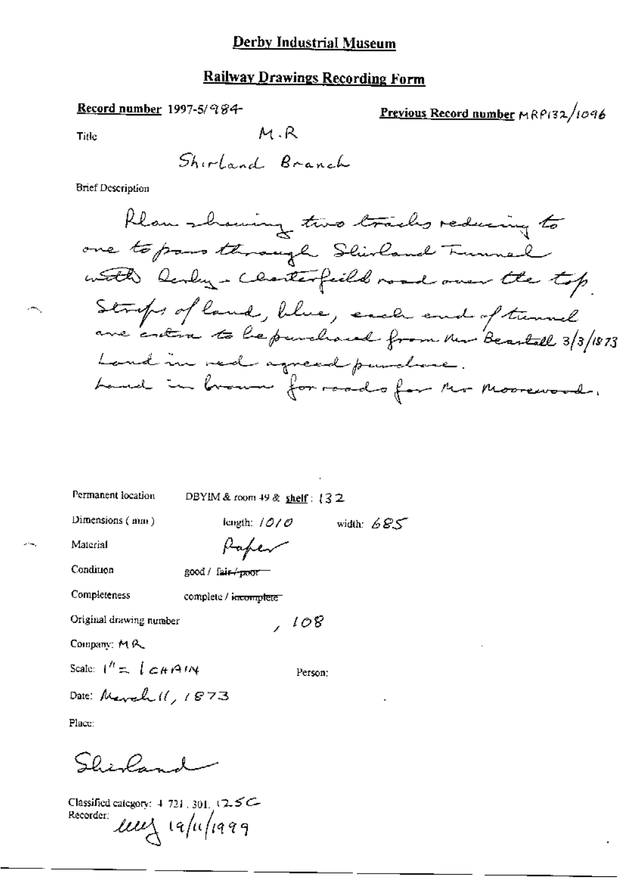# Derby Industrial Museum

## Railway Drawings Recording Form

**Record number** 1997-5/984

**Previous Record number** MRP132/1096

Title

M.R

Shirland Branch

Brief Description

Plan showing two tracks reducing to one to pass through Shirland Tunnel with Derby - Chesterfield road over the top. Strips of land, blue, each end of tunnel are extra to be purchased from Mr Beastall 3/3/1873 Land in red agreed purchase. Land in brown for roads for Mr Moorewood.

Permanent location DBYIM & room 49 & **shelf**: 132

Dimensions (mm) length: 1010 width: 685

Material Paper

Condition good / ~~fair / poor~~

Completeness complete / ~~incomplete~~

Original drawing number , 108

Company: MR

Scale: 1" = 1 CHAIN

Person:

Date: March 11, 1873

Place:

Shirland

Classified category: 4.721.301.125C

Recorder: ue 19/11/1999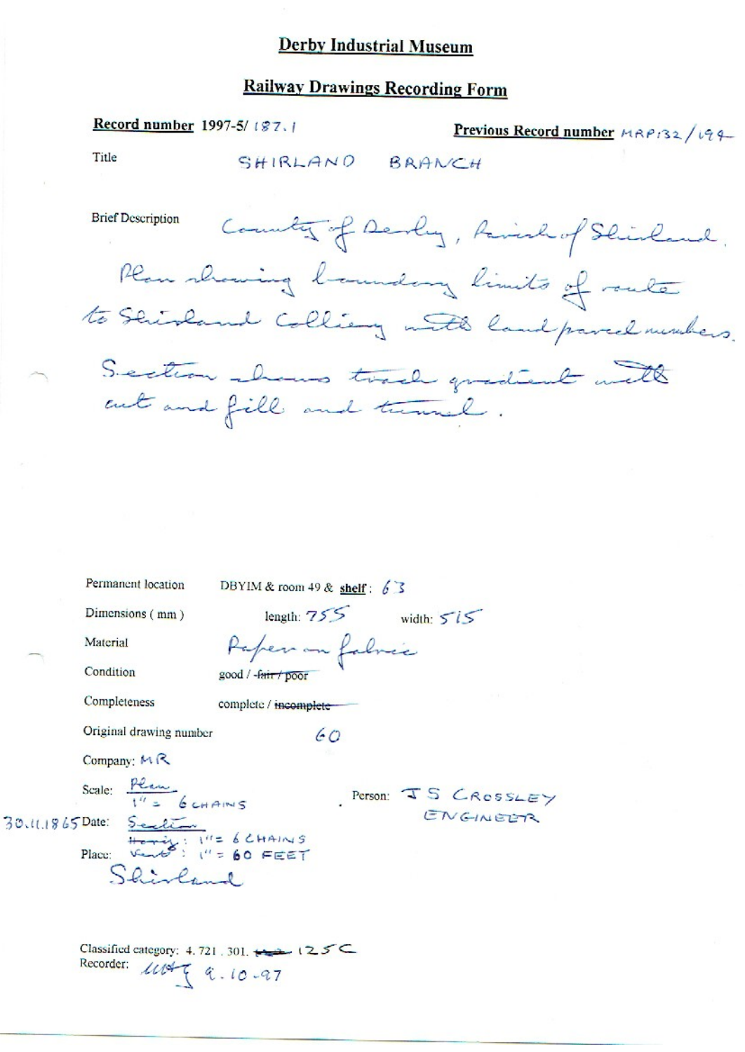# Derby Industrial Museum

## Railway Drawings Recording Form

**Record number** 1997-5/ 187.1

**Previous Record number** MRP132/194

Title SHIRLAND BRANCH

Brief Description County of Derby, Parish of Shirland. Plan showing boundary limits of route to Shirland Colliery with land parcel numbers. Section shows track gradient with cut and fill and tunnel.

Permanent location DBYIM & room 49 & **shelf**: 63

Dimensions ( mm ) length: 755 width: 515

Material Paper on fabric

Condition good / ~~fair / poor~~

Completeness complete / ~~incomplete~~

Original drawing number 60

Company: MR

Scale: Plan 1" = 6 CHAINS

Section ~~Horiz~~: 1" = 6 CHAINS

~~Vert~~: 1" = 60 FEET

Person: J S CROSSLEY ENGINEER

30.11.1865 Date:

Place: Shirland

Classified category: 4. 721 . 301. ~~...~~ 125C

Recorder: ... 9.10.97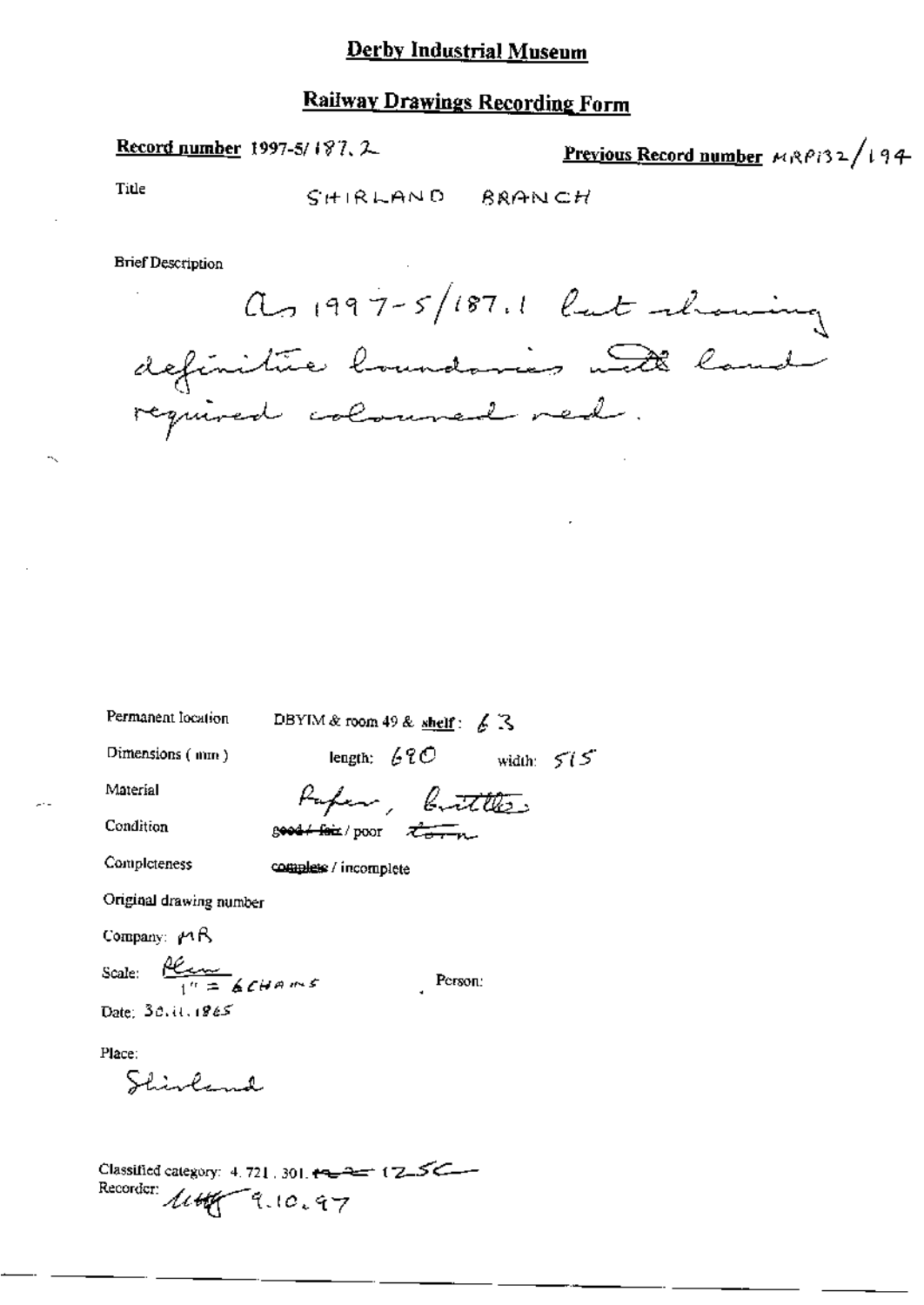# Derby Industrial Museum

## Railway Drawings Recording Form

**Record number** 1997-5/187.2

**Previous Record number** MRP132/194

Title SHIRLAND BRANCH

Brief Description

As 1997-5/187.1 but showing definitive boundaries with land required coloured red.

Permanent location DBYIM & room 49 & **shelf**: 63

Dimensions (mm) length: 690 width: 515

Material Paper, brittle

Condition ~~good / fair~~ / poor torn

Completeness complete / incomplete

Original drawing number

Company: MR

Scale: Plan 1" = 6 CHAINS

Person:

Date: 30.11.1865

Place:

Shirland

Classified category: 4.721.301. ~~~~ 12.5C

Recorder: ~~~~ 9.10.97